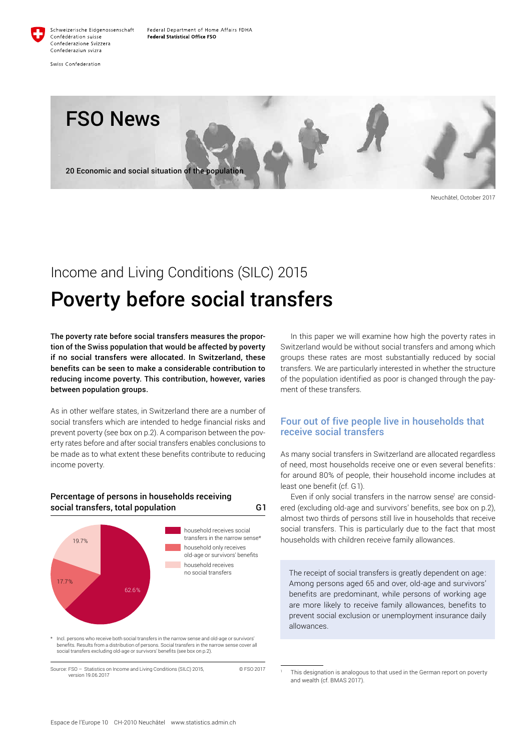Schweizerische Eidgenossenschaft
Confédération suisse
Confederazione Svizzera
Confederaziun svizra

Swiss Confederation

Federal Department of Home Affairs FDHA
**Federal Statistical Office FSO**

# FSO News

**20 Economic and social situation of the population**

Neuchâtel, October 2017

## Income and Living Conditions (SILC) 2015

# Poverty before social transfers

**The poverty rate before social transfers measures the proportion of the Swiss population that would be affected by poverty if no social transfers were allocated. In Switzerland, these benefits can be seen to make a considerable contribution to reducing income poverty. This contribution, however, varies between population groups.**

As in other welfare states, in Switzerland there are a number of social transfers which are intended to hedge financial risks and prevent poverty (see box on p.2). A comparison between the poverty rates before and after social transfers enables conclusions to be made as to what extent these benefits contribute to reducing income poverty.

**Percentage of persons in households receiving social transfers, total population** **G1**

| Category | % |
|---|---|
| household receives social transfers in the narrow sense* | 62.6% |
| household only receives old-age or survivors' benefits | 17.7% |
| household receives no social transfers | 19.7% |

\* Incl. persons who receive both social transfers in the narrow sense and old-age or survivors' benefits. Results from a distribution of persons. Social transfers in the narrow sense cover all social transfers excluding old-age or survivors' benefits (see box on p.2).

Source: FSO – Statistics on Income and Living Conditions (SILC) 2015, version 19.06.2017 © FSO 2017

In this paper we will examine how high the poverty rates in Switzerland would be without social transfers and among which groups these rates are most substantially reduced by social transfers. We are particularly interested in whether the structure of the population identified as poor is changed through the payment of these transfers.

## Four out of five people live in households that receive social transfers

As many social transfers in Switzerland are allocated regardless of need, most households receive one or even several benefits: for around 80% of people, their household income includes at least one benefit (cf. G1).

Even if only social transfers in the narrow sense[1] are considered (excluding old-age and survivors' benefits, see box on p.2), almost two thirds of persons still live in households that receive social transfers. This is particularly due to the fact that most households with children receive family allowances.

> The receipt of social transfers is greatly dependent on age: Among persons aged 65 and over, old-age and survivors' benefits are predominant, while persons of working age are more likely to receive family allowances, benefits to prevent social exclusion or unemployment insurance daily allowances.

[1] This designation is analogous to that used in the German report on poverty and wealth (cf. BMAS 2017).

Espace de l'Europe 10 CH-2010 Neuchâtel www.statistics.admin.ch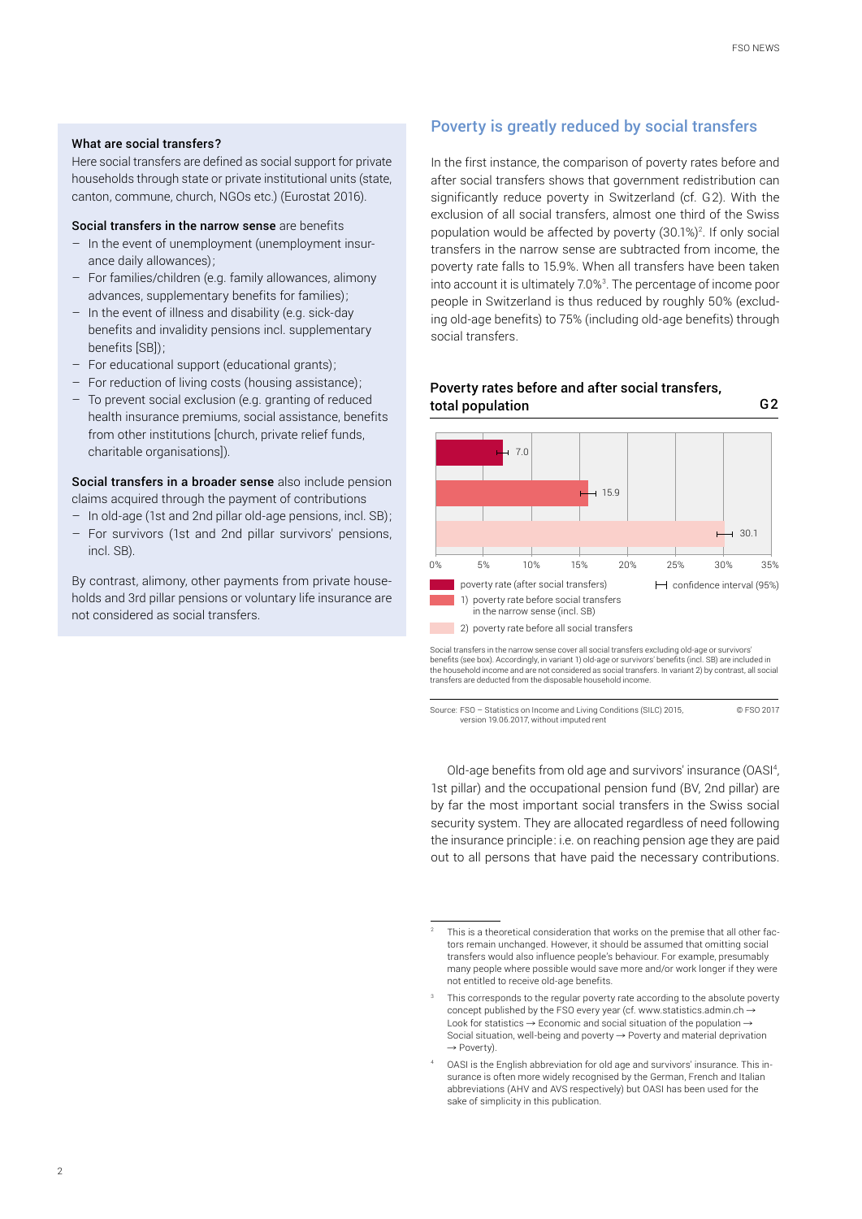### What are social transfers?

Here social transfers are defined as social support for private households through state or private institutional units (state, canton, commune, church, NGOs etc.) (Eurostat 2016).

**Social transfers in the narrow sense** are benefits

- In the event of unemployment (unemployment insurance daily allowances);
- For families/children (e.g. family allowances, alimony advances, supplementary benefits for families);
- In the event of illness and disability (e.g. sick-day benefits and invalidity pensions incl. supplementary benefits [SB]);
- For educational support (educational grants);
- For reduction of living costs (housing assistance);
- To prevent social exclusion (e.g. granting of reduced health insurance premiums, social assistance, benefits from other institutions [church, private relief funds, charitable organisations]).

**Social transfers in a broader sense** also include pension claims acquired through the payment of contributions

- In old-age (1st and 2nd pillar old-age pensions, incl. SB);
- For survivors (1st and 2nd pillar survivors' pensions, incl. SB).

By contrast, alimony, other payments from private households and 3rd pillar pensions or voluntary life insurance are not considered as social transfers.

## Poverty is greatly reduced by social transfers

In the first instance, the comparison of poverty rates before and after social transfers shows that government redistribution can significantly reduce poverty in Switzerland (cf. G2). With the exclusion of all social transfers, almost one third of the Swiss population would be affected by poverty (30.1%)[2]. If only social transfers in the narrow sense are subtracted from income, the poverty rate falls to 15.9%. When all transfers have been taken into account it is ultimately 7.0%[3]. The percentage of income poor people in Switzerland is thus reduced by roughly 50% (excluding old-age benefits) to 75% (including old-age benefits) through social transfers.

**Poverty rates before and after social transfers, total population** G2

| | Poverty rate |
|---|---|
| poverty rate (after social transfers) | 7.0 |
| 1) poverty rate before social transfers in the narrow sense (incl. SB) | 15.9 |
| 2) poverty rate before all social transfers | 30.1 |

Confidence interval (95%) shown in chart.

Social transfers in the narrow sense cover all social transfers excluding old-age or survivors' benefits (see box). Accordingly, in variant 1) old-age or survivors' benefits (incl. SB) are included in the household income and are not considered as social transfers. In variant 2) by contrast, all social transfers are deducted from the disposable household income.

Source: FSO – Statistics on Income and Living Conditions (SILC) 2015, version 19.06.2017, without imputed rent © FSO 2017

Old-age benefits from old age and survivors' insurance (OASI[4], 1st pillar) and the occupational pension fund (BV, 2nd pillar) are by far the most important social transfers in the Swiss social security system. They are allocated regardless of need following the insurance principle: i.e. on reaching pension age they are paid out to all persons that have paid the necessary contributions.

---

[2] This is a theoretical consideration that works on the premise that all other factors remain unchanged. However, it should be assumed that omitting social transfers would also influence people's behaviour. For example, presumably many people where possible would save more and/or work longer if they were not entitled to receive old-age benefits.

[3] This corresponds to the regular poverty rate according to the absolute poverty concept published by the FSO every year (cf. www.statistics.admin.ch → Look for statistics → Economic and social situation of the population → Social situation, well-being and poverty → Poverty and material deprivation → Poverty).

[4] OASI is the English abbreviation for old age and survivors' insurance. This insurance is often more widely recognised by the German, French and Italian abbreviations (AHV and AVS respectively) but OASI has been used for the sake of simplicity in this publication.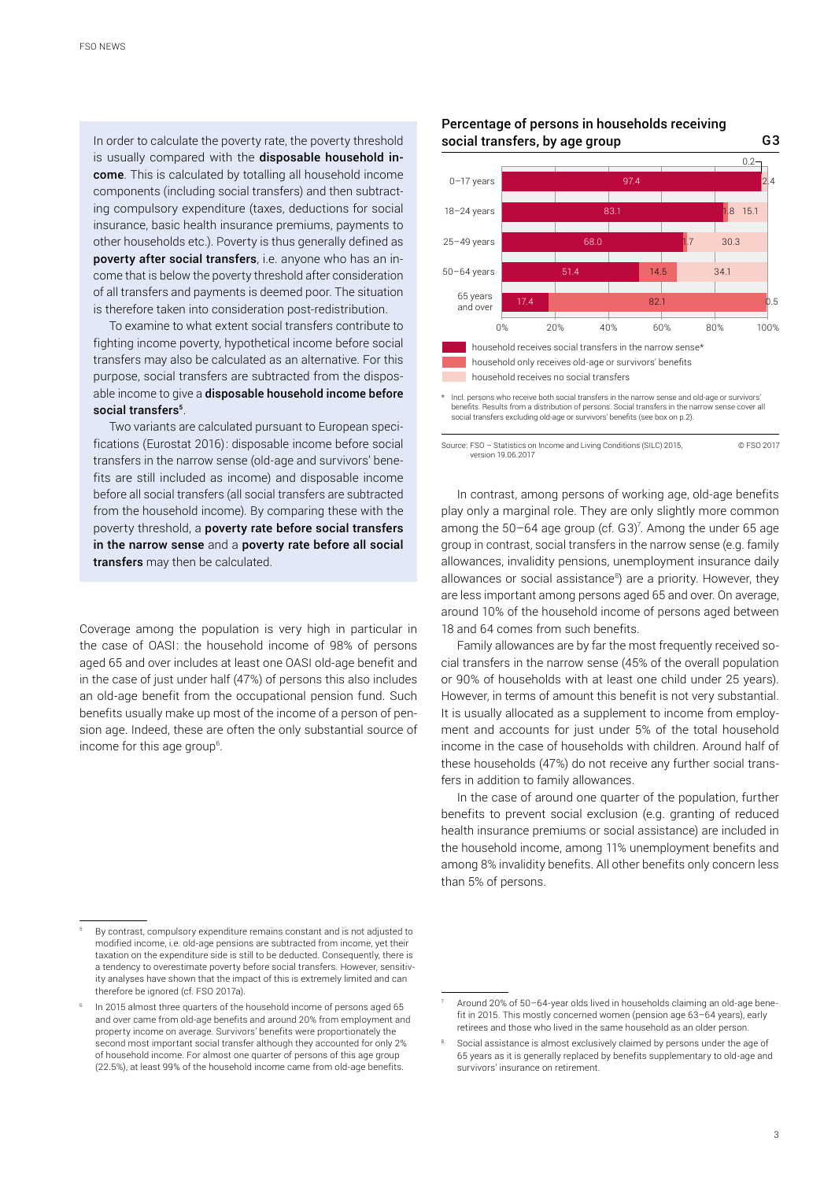In order to calculate the poverty rate, the poverty threshold is usually compared with the **disposable household income**. This is calculated by totalling all household income components (including social transfers) and then subtracting compulsory expenditure (taxes, deductions for social insurance, basic health insurance premiums, payments to other households etc.). Poverty is thus generally defined as **poverty after social transfers**, i.e. anyone who has an income that is below the poverty threshold after consideration of all transfers and payments is deemed poor. The situation is therefore taken into consideration post-redistribution.

To examine to what extent social transfers contribute to fighting income poverty, hypothetical income before social transfers may also be calculated as an alternative. For this purpose, social transfers are subtracted from the disposable income to give a **disposable household income before social transfers**[5].

Two variants are calculated pursuant to European specifications (Eurostat 2016): disposable income before social transfers in the narrow sense (old-age and survivors' benefits are still included as income) and disposable income before all social transfers (all social transfers are subtracted from the household income). By comparing these with the poverty threshold, a **poverty rate before social transfers in the narrow sense** and a **poverty rate before all social transfers** may then be calculated.

Coverage among the population is very high in particular in the case of OASI: the household income of 98% of persons aged 65 and over includes at least one OASI old-age benefit and in the case of just under half (47%) of persons this also includes an old-age benefit from the occupational pension fund. Such benefits usually make up most of the income of a person of pension age. Indeed, these are often the only substantial source of income for this age group[6].

**Percentage of persons in households receiving social transfers, by age group** G3

| Age group | household receives social transfers in the narrow sense* | household only receives old-age or survivors' benefits | household receives no social transfers |
|---|---|---|---|
| 0–17 years | 97.4 | 0.2 | 2.4 |
| 18–24 years | 83.1 | 1.8 | 15.1 |
| 25–49 years | 68.0 | 1.7 | 30.3 |
| 50–64 years | 51.4 | 14.5 | 34.1 |
| 65 years and over | 17.4 | 82.1 | 0.5 |

\* Incl. persons who receive both social transfers in the narrow sense and old-age or survivors' benefits. Results from a distribution of persons. Social transfers in the narrow sense cover all social transfers excluding old-age or survivors' benefits (see box on p.2).

Source: FSO – Statistics on Income and Living Conditions (SILC) 2015, version 19.06.2017 © FSO 2017

In contrast, among persons of working age, old-age benefits play only a marginal role. They are only slightly more common among the 50–64 age group (cf. G3)[7]. Among the under 65 age group in contrast, social transfers in the narrow sense (e.g. family allowances, invalidity pensions, unemployment insurance daily allowances or social assistance[8]) are a priority. However, they are less important among persons aged 65 and over. On average, around 10% of the household income of persons aged between 18 and 64 comes from such benefits.

Family allowances are by far the most frequently received social transfers in the narrow sense (45% of the overall population or 90% of households with at least one child under 25 years). However, in terms of amount this benefit is not very substantial. It is usually allocated as a supplement to income from employment and accounts for just under 5% of the total household income in the case of households with children. Around half of these households (47%) do not receive any further social transfers in addition to family allowances.

In the case of around one quarter of the population, further benefits to prevent social exclusion (e.g. granting of reduced health insurance premiums or social assistance) are included in the household income, among 11% unemployment benefits and among 8% invalidity benefits. All other benefits only concern less than 5% of persons.

---

[5] By contrast, compulsory expenditure remains constant and is not adjusted to modified income, i.e. old-age pensions are subtracted from income, yet their taxation on the expenditure side is still to be deducted. Consequently, there is a tendency to overestimate poverty before social transfers. However, sensitivity analyses have shown that the impact of this is extremely limited and can therefore be ignored (cf. FSO 2017a).

[6] In 2015 almost three quarters of the household income of persons aged 65 and over came from old-age benefits and around 20% from employment and property income on average. Survivors' benefits were proportionately the second most important social transfer although they accounted for only 2% of household income. For almost one quarter of persons of this age group (22.5%), at least 99% of the household income came from old-age benefits.

[7] Around 20% of 50–64-year olds lived in households claiming an old-age benefit in 2015. This mostly concerned women (pension age 63–64 years), early retirees and those who lived in the same household as an older person.

[8] Social assistance is almost exclusively claimed by persons under the age of 65 years as it is generally replaced by benefits supplementary to old-age and survivors' insurance on retirement.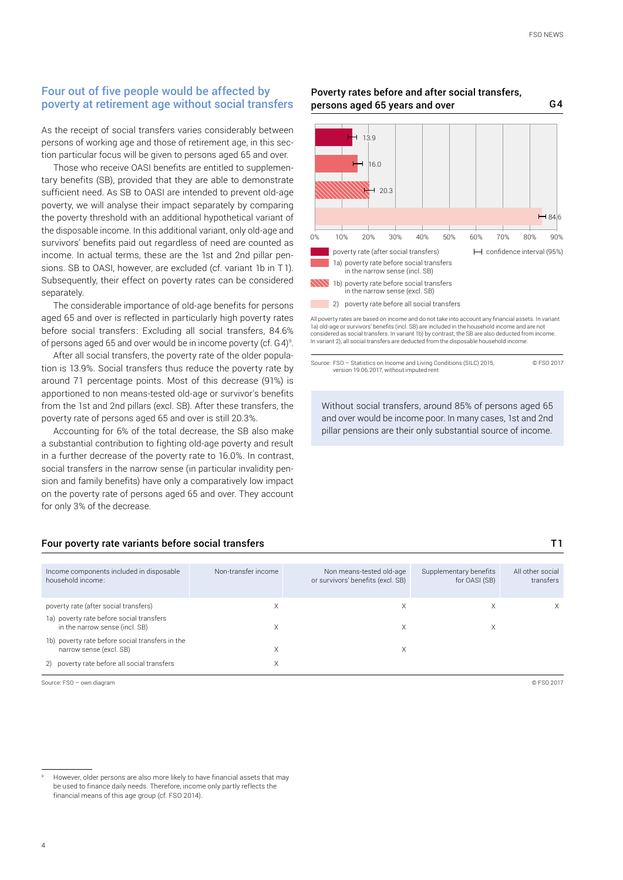## Four out of five people would be affected by poverty at retirement age without social transfers

As the receipt of social transfers varies considerably between persons of working age and those of retirement age, in this section particular focus will be given to persons aged 65 and over.

Those who receive OASI benefits are entitled to supplementary benefits (SB), provided that they are able to demonstrate sufficient need. As SB to OASI are intended to prevent old-age poverty, we will analyse their impact separately by comparing the poverty threshold with an additional hypothetical variant of the disposable income. In this additional variant, only old-age and survivors' benefits paid out regardless of need are counted as income. In actual terms, these are the 1st and 2nd pillar pensions. SB to OASI, however, are excluded (cf. variant 1b in T1). Subsequently, their effect on poverty rates can be considered separately.

The considerable importance of old-age benefits for persons aged 65 and over is reflected in particularly high poverty rates before social transfers: Excluding all social transfers, 84.6% of persons aged 65 and over would be in income poverty (cf. G4)[9].

After all social transfers, the poverty rate of the older population is 13.9%. Social transfers thus reduce the poverty rate by around 71 percentage points. Most of this decrease (91%) is apportioned to non means-tested old-age or survivor's benefits from the 1st and 2nd pillars (excl. SB). After these transfers, the poverty rate of persons aged 65 and over is still 20.3%.

Accounting for 6% of the total decrease, the SB also make a substantial contribution to fighting old-age poverty and result in a further decrease of the poverty rate to 16.0%. In contrast, social transfers in the narrow sense (in particular invalidity pension and family benefits) have only a comparatively low impact on the poverty rate of persons aged 65 and over. They account for only 3% of the decrease.

### Poverty rates before and after social transfers, persons aged 65 years and over — G4

| Variant | Rate (%) |
|---|---|
| poverty rate (after social transfers) | 13.9 |
| 1a) poverty rate before social transfers in the narrow sense (incl. SB) | 16.0 |
| 1b) poverty rate before social transfers in the narrow sense (excl. SB) | 20.3 |
| 2) poverty rate before all social transfers | 84.6 |

Confidence interval (95%) shown.

All poverty rates are based on income and do not take into account any financial assets. In variant 1a) old-age or survivors' benefits (incl. SB) are included in the household income and are not considered as social transfers. In variant 1b) by contrast, the SB are also deducted from income. In variant 2), all social transfers are deducted from the disposable household income.

Source: FSO – Statistics on Income and Living Conditions (SILC) 2015, version 19.06.2017, without imputed rent © FSO 2017

> Without social transfers, around 85% of persons aged 65 and over would be income poor. In many cases, 1st and 2nd pillar pensions are their only substantial source of income.

### Four poverty rate variants before social transfers — T1

| Income components included in disposable household income: | Non-transfer income | Non means-tested old-age or survivors' benefits (excl. SB) | Supplementary benefits for OASI (SB) | All other social transfers |
|---|---|---|---|---|
| poverty rate (after social transfers) | X | X | X | X |
| 1a) poverty rate before social transfers in the narrow sense (incl. SB) | X | X | X | |
| 1b) poverty rate before social transfers in the narrow sense (excl. SB) | X | X | | |
| 2) poverty rate before all social transfers | X | | | |

Source: FSO – own diagram © FSO 2017

[9] However, older persons are also more likely to have financial assets that may be used to finance daily needs. Therefore, income only partly reflects the financial means of this age group (cf. FSO 2014).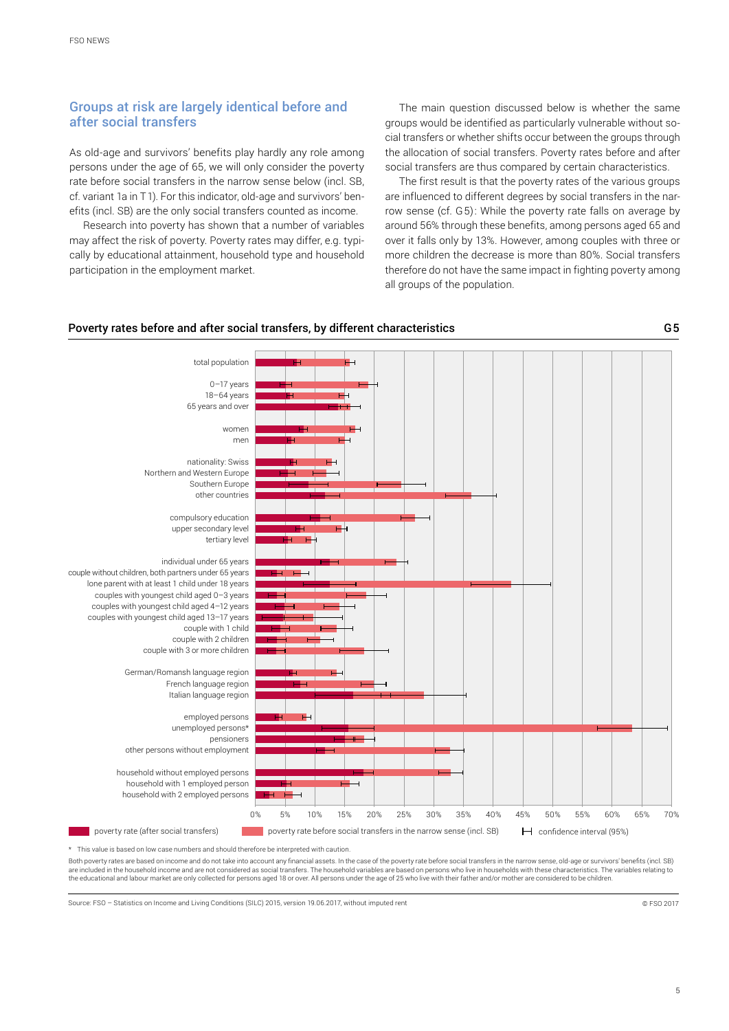## Groups at risk are largely identical before and after social transfers

As old-age and survivors' benefits play hardly any role among persons under the age of 65, we will only consider the poverty rate before social transfers in the narrow sense below (incl. SB, cf. variant 1a in T1). For this indicator, old-age and survivors' benefits (incl. SB) are the only social transfers counted as income.

Research into poverty has shown that a number of variables may affect the risk of poverty. Poverty rates may differ, e.g. typically by educational attainment, household type and household participation in the employment market.

The main question discussed below is whether the same groups would be identified as particularly vulnerable without social transfers or whether shifts occur between the groups through the allocation of social transfers. Poverty rates before and after social transfers are thus compared by certain characteristics.

The first result is that the poverty rates of the various groups are influenced to different degrees by social transfers in the narrow sense (cf. G5): While the poverty rate falls on average by around 56% through these benefits, among persons aged 65 and over it falls only by 13%. However, among couples with three or more children the decrease is more than 80%. Social transfers therefore do not have the same impact in fighting poverty among all groups of the population.

**Poverty rates before and after social transfers, by different characteristics** — G5

Categories: total population; 0–17 years; 18–64 years; 65 years and over; women; men; nationality: Swiss; Northern and Western Europe; Southern Europe; other countries; compulsory education; upper secondary level; tertiary level; individual under 65 years; couple without children, both partners under 65 years; lone parent with at least 1 child under 18 years; couples with youngest child aged 0–3 years; couples with youngest child aged 4–12 years; couples with youngest child aged 13–17 years; couple with 1 child; couple with 2 children; couple with 3 or more children; German/Romansh language region; French language region; Italian language region; employed persons; unemployed persons*; pensioners; other persons without employment; household without employed persons; household with 1 employed person; household with 2 employed persons

Axis: 0% 5% 10% 15% 20% 25% 30% 35% 40% 45% 50% 55% 60% 65% 70%

Legend: poverty rate (after social transfers); poverty rate before social transfers in the narrow sense (incl. SB); confidence interval (95%)

\* This value is based on low case numbers and should therefore be interpreted with caution.

Both poverty rates are based on income and do not take into account any financial assets. In the case of the poverty rate before social transfers in the narrow sense, old-age or survivors' benefits (incl. SB) are included in the household income and are not considered as social transfers. The household variables are based on persons who live in households with these characteristics. The variables relating to the educational and labour market are only collected for persons aged 18 or over. All persons under the age of 25 who live with their father and/or mother are considered to be children.

Source: FSO – Statistics on Income and Living Conditions (SILC) 2015, version 19.06.2017, without imputed rent

© FSO 2017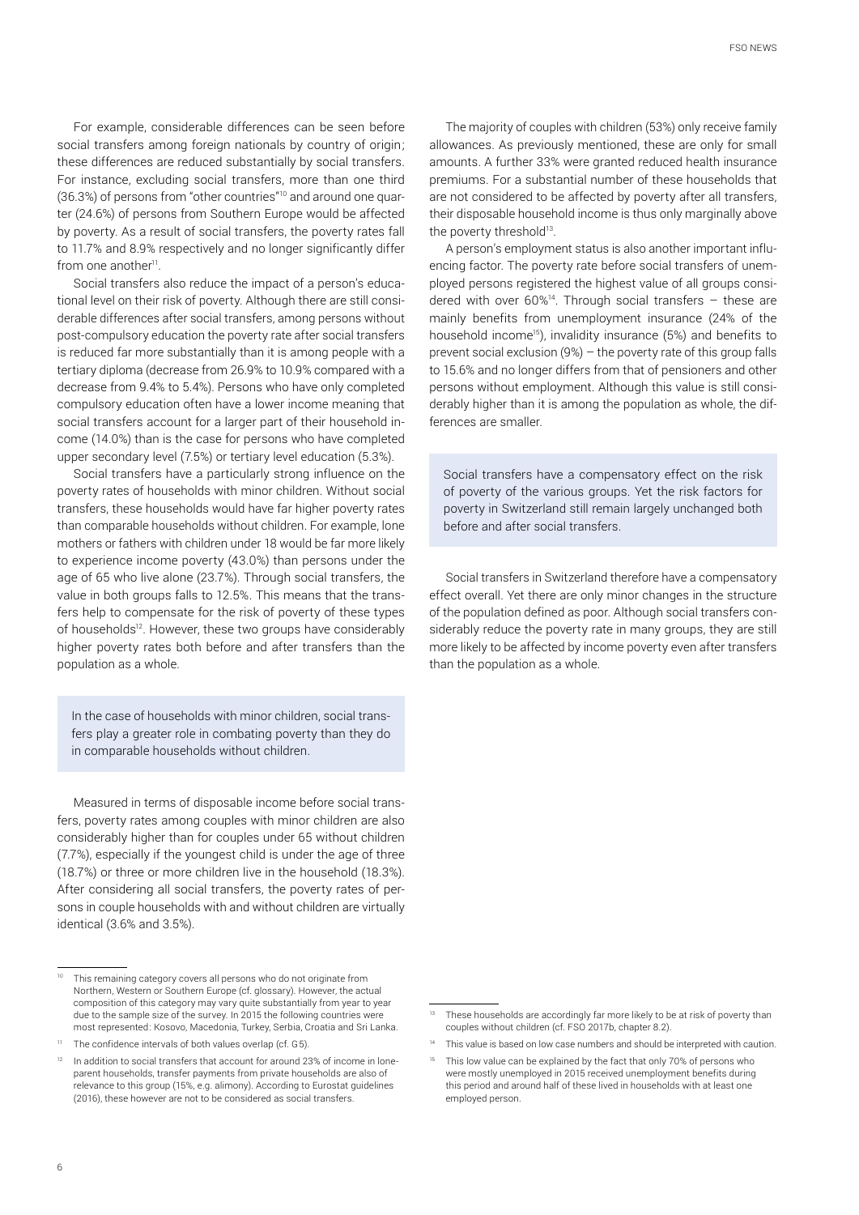For example, considerable differences can be seen before social transfers among foreign nationals by country of origin; these differences are reduced substantially by social transfers. For instance, excluding social transfers, more than one third (36.3%) of persons from "other countries"[10] and around one quarter (24.6%) of persons from Southern Europe would be affected by poverty. As a result of social transfers, the poverty rates fall to 11.7% and 8.9% respectively and no longer significantly differ from one another[11].

Social transfers also reduce the impact of a person's educational level on their risk of poverty. Although there are still considerable differences after social transfers, among persons without post-compulsory education the poverty rate after social transfers is reduced far more substantially than it is among people with a tertiary diploma (decrease from 26.9% to 10.9% compared with a decrease from 9.4% to 5.4%). Persons who have only completed compulsory education often have a lower income meaning that social transfers account for a larger part of their household income (14.0%) than is the case for persons who have completed upper secondary level (7.5%) or tertiary level education (5.3%).

Social transfers have a particularly strong influence on the poverty rates of households with minor children. Without social transfers, these households would have far higher poverty rates than comparable households without children. For example, lone mothers or fathers with children under 18 would be far more likely to experience income poverty (43.0%) than persons under the age of 65 who live alone (23.7%). Through social transfers, the value in both groups falls to 12.5%. This means that the transfers help to compensate for the risk of poverty of these types of households[12]. However, these two groups have considerably higher poverty rates both before and after transfers than the population as a whole.

> In the case of households with minor children, social transfers play a greater role in combating poverty than they do in comparable households without children.

Measured in terms of disposable income before social transfers, poverty rates among couples with minor children are also considerably higher than for couples under 65 without children (7.7%), especially if the youngest child is under the age of three (18.7%) or three or more children live in the household (18.3%). After considering all social transfers, the poverty rates of persons in couple households with and without children are virtually identical (3.6% and 3.5%).

The majority of couples with children (53%) only receive family allowances. As previously mentioned, these are only for small amounts. A further 33% were granted reduced health insurance premiums. For a substantial number of these households that are not considered to be affected by poverty after all transfers, their disposable household income is thus only marginally above the poverty threshold[13].

A person's employment status is also another important influencing factor. The poverty rate before social transfers of unemployed persons registered the highest value of all groups considered with over 60%[14]. Through social transfers – these are mainly benefits from unemployment insurance (24% of the household income[15]), invalidity insurance (5%) and benefits to prevent social exclusion (9%) – the poverty rate of this group falls to 15.6% and no longer differs from that of pensioners and other persons without employment. Although this value is still considerably higher than it is among the population as whole, the differences are smaller.

> Social transfers have a compensatory effect on the risk of poverty of the various groups. Yet the risk factors for poverty in Switzerland still remain largely unchanged both before and after social transfers.

Social transfers in Switzerland therefore have a compensatory effect overall. Yet there are only minor changes in the structure of the population defined as poor. Although social transfers considerably reduce the poverty rate in many groups, they are still more likely to be affected by income poverty even after transfers than the population as a whole.

---

[10] This remaining category covers all persons who do not originate from Northern, Western or Southern Europe (cf. glossary). However, the actual composition of this category may vary quite substantially from year to year due to the sample size of the survey. In 2015 the following countries were most represented: Kosovo, Macedonia, Turkey, Serbia, Croatia and Sri Lanka.

[11] The confidence intervals of both values overlap (cf. G5).

[12] In addition to social transfers that account for around 23% of income in lone-parent households, transfer payments from private households are also of relevance to this group (15%, e.g. alimony). According to Eurostat guidelines (2016), these however are not to be considered as social transfers.

[13] These households are accordingly far more likely to be at risk of poverty than couples without children (cf. FSO 2017b, chapter 8.2).

[14] This value is based on low case numbers and should be interpreted with caution.

[15] This low value can be explained by the fact that only 70% of persons who were mostly unemployed in 2015 received unemployment benefits during this period and around half of these lived in households with at least one employed person.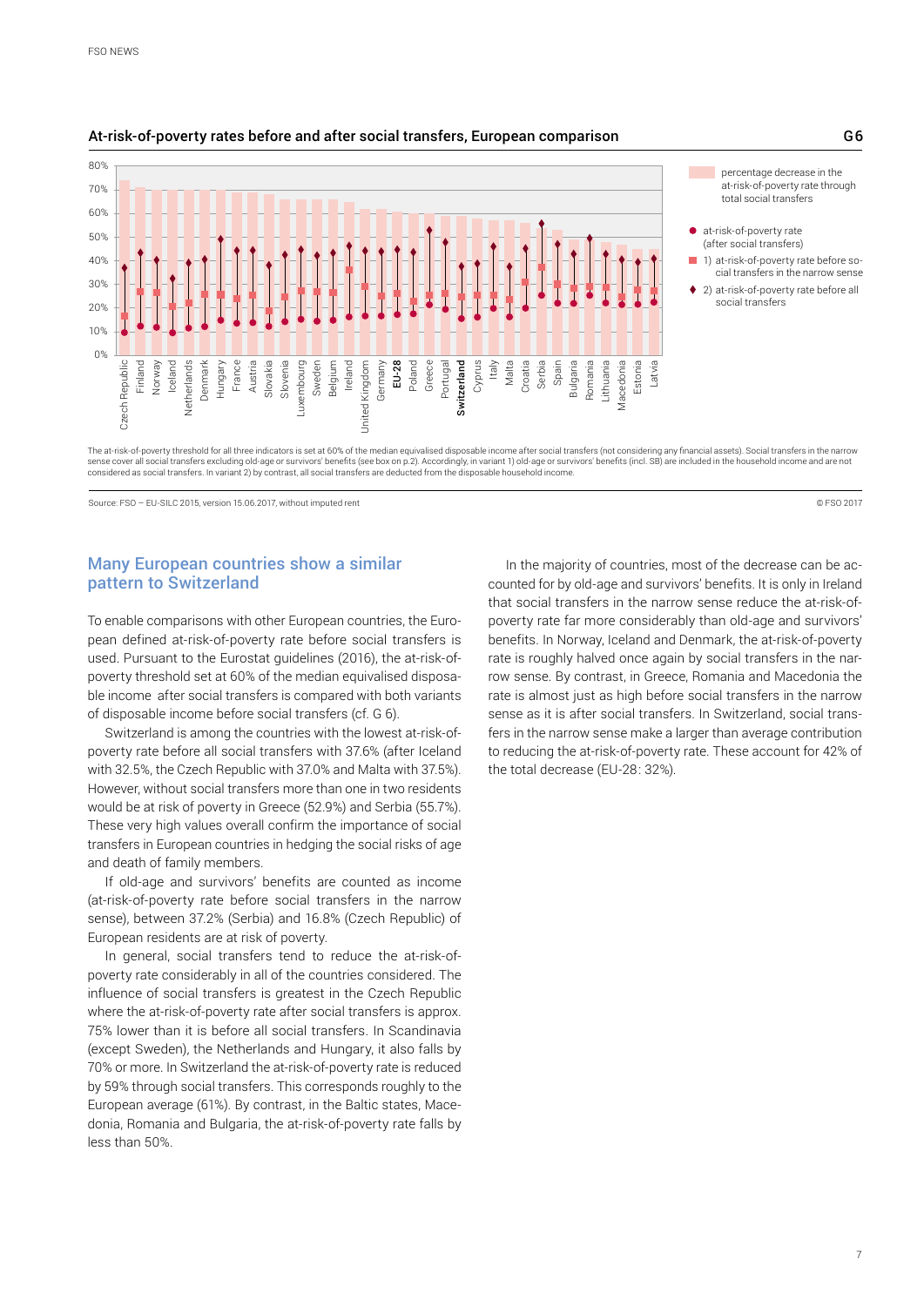## At-risk-of-poverty rates before and after social transfers, European comparison

G 6

80%
70%
60%
50%
40%
30%
20%
10%
0%

Czech Republic, Finland, Norway, Iceland, Netherlands, Denmark, Hungary, France, Austria, Slovakia, Slovenia, Luxembourg, Sweden, Belgium, Ireland, United Kingdom, Germany, **EU-28**, Poland, Greece, Portugal, **Switzerland**, Cyprus, Italy, Malta, Croatia, Serbia, Spain, Bulgaria, Romania, Lithuania, Macedonia, Estonia, Latvia

- percentage decrease in the at-risk-of-poverty rate through total social transfers
- at-risk-of-poverty rate (after social transfers)
- 1) at-risk-of-poverty rate before social transfers in the narrow sense
- 2) at-risk-of-poverty rate before all social transfers

The at-risk-of-poverty threshold for all three indicators is set at 60% of the median equivalised disposable income after social transfers (not considering any financial assets). Social transfers in the narrow sense cover all social transfers excluding old-age or survivors' benefits (see box on p.2). Accordingly, in variant 1) old-age or survivors' benefits (incl. SB) are included in the household income and are not considered as social transfers. In variant 2) by contrast, all social transfers are deducted from the disposable household income.

Source: FSO – EU-SILC 2015, version 15.06.2017, without imputed rent © FSO 2017

## Many European countries show a similar pattern to Switzerland

To enable comparisons with other European countries, the European defined at-risk-of-poverty rate before social transfers is used. Pursuant to the Eurostat guidelines (2016), the at-risk-of-poverty threshold set at 60% of the median equivalised disposable income after social transfers is compared with both variants of disposable income before social transfers (cf. G 6).

Switzerland is among the countries with the lowest at-risk-of-poverty rate before all social transfers with 37.6% (after Iceland with 32.5%, the Czech Republic with 37.0% and Malta with 37.5%). However, without social transfers more than one in two residents would be at risk of poverty in Greece (52.9%) and Serbia (55.7%). These very high values overall confirm the importance of social transfers in European countries in hedging the social risks of age and death of family members.

If old-age and survivors' benefits are counted as income (at-risk-of-poverty rate before social transfers in the narrow sense), between 37.2% (Serbia) and 16.8% (Czech Republic) of European residents are at risk of poverty.

In general, social transfers tend to reduce the at-risk-of-poverty rate considerably in all of the countries considered. The influence of social transfers is greatest in the Czech Republic where the at-risk-of-poverty rate after social transfers is approx. 75% lower than it is before all social transfers. In Scandinavia (except Sweden), the Netherlands and Hungary, it also falls by 70% or more. In Switzerland the at-risk-of-poverty rate is reduced by 59% through social transfers. This corresponds roughly to the European average (61%). By contrast, in the Baltic states, Macedonia, Romania and Bulgaria, the at-risk-of-poverty rate falls by less than 50%.

In the majority of countries, most of the decrease can be accounted for by old-age and survivors' benefits. It is only in Ireland that social transfers in the narrow sense reduce the at-risk-of-poverty rate far more considerably than old-age and survivors' benefits. In Norway, Iceland and Denmark, the at-risk-of-poverty rate is roughly halved once again by social transfers in the narrow sense. By contrast, in Greece, Romania and Macedonia the rate is almost just as high before social transfers in the narrow sense as it is after social transfers. In Switzerland, social transfers in the narrow sense make a larger than average contribution to reducing the at-risk-of-poverty rate. These account for 42% of the total decrease (EU-28: 32%).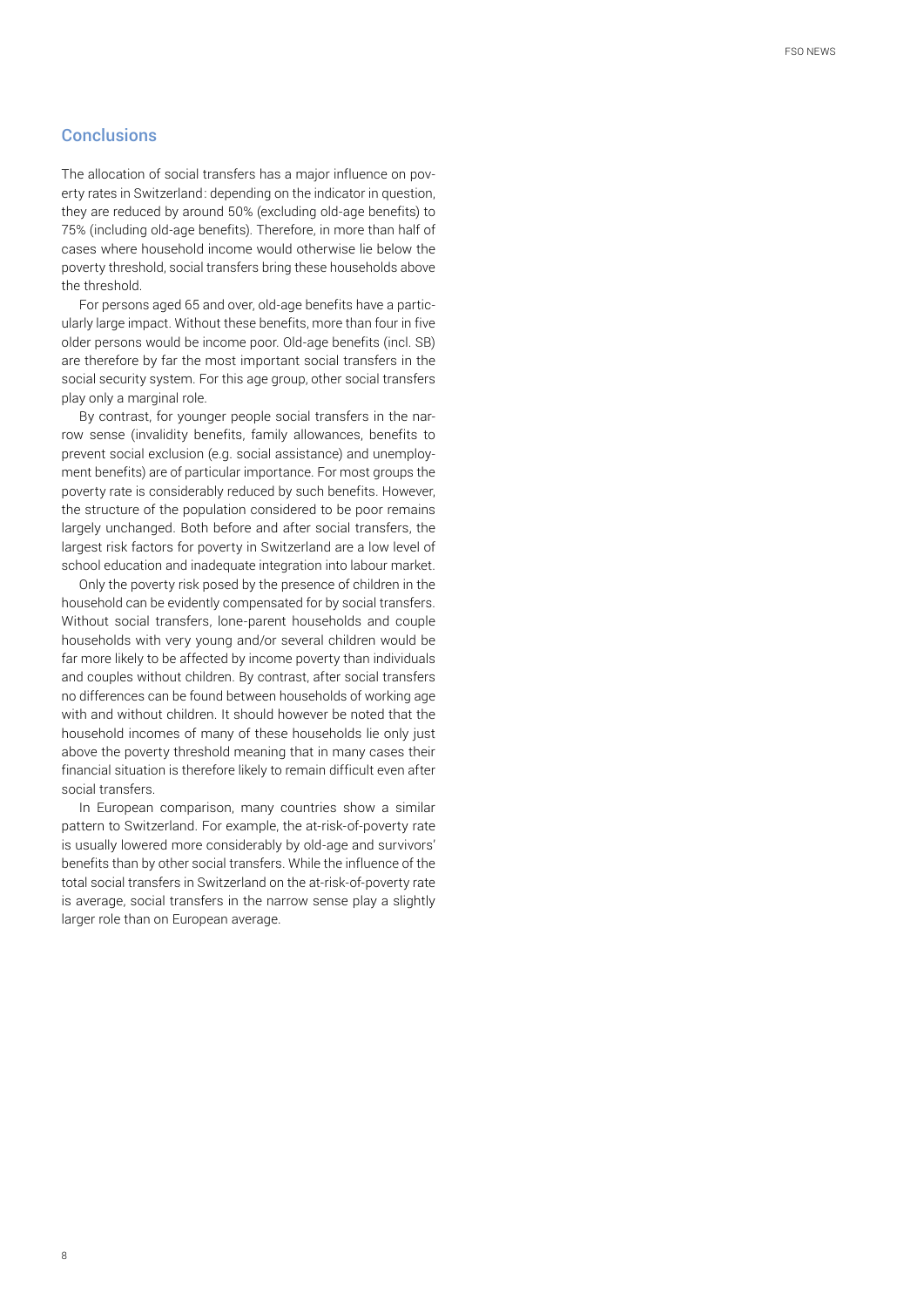## Conclusions

The allocation of social transfers has a major influence on poverty rates in Switzerland: depending on the indicator in question, they are reduced by around 50% (excluding old-age benefits) to 75% (including old-age benefits). Therefore, in more than half of cases where household income would otherwise lie below the poverty threshold, social transfers bring these households above the threshold.

For persons aged 65 and over, old-age benefits have a particularly large impact. Without these benefits, more than four in five older persons would be income poor. Old-age benefits (incl. SB) are therefore by far the most important social transfers in the social security system. For this age group, other social transfers play only a marginal role.

By contrast, for younger people social transfers in the narrow sense (invalidity benefits, family allowances, benefits to prevent social exclusion (e.g. social assistance) and unemployment benefits) are of particular importance. For most groups the poverty rate is considerably reduced by such benefits. However, the structure of the population considered to be poor remains largely unchanged. Both before and after social transfers, the largest risk factors for poverty in Switzerland are a low level of school education and inadequate integration into labour market.

Only the poverty risk posed by the presence of children in the household can be evidently compensated for by social transfers. Without social transfers, lone-parent households and couple households with very young and/or several children would be far more likely to be affected by income poverty than individuals and couples without children. By contrast, after social transfers no differences can be found between households of working age with and without children. It should however be noted that the household incomes of many of these households lie only just above the poverty threshold meaning that in many cases their financial situation is therefore likely to remain difficult even after social transfers.

In European comparison, many countries show a similar pattern to Switzerland. For example, the at-risk-of-poverty rate is usually lowered more considerably by old-age and survivors' benefits than by other social transfers. While the influence of the total social transfers in Switzerland on the at-risk-of-poverty rate is average, social transfers in the narrow sense play a slightly larger role than on European average.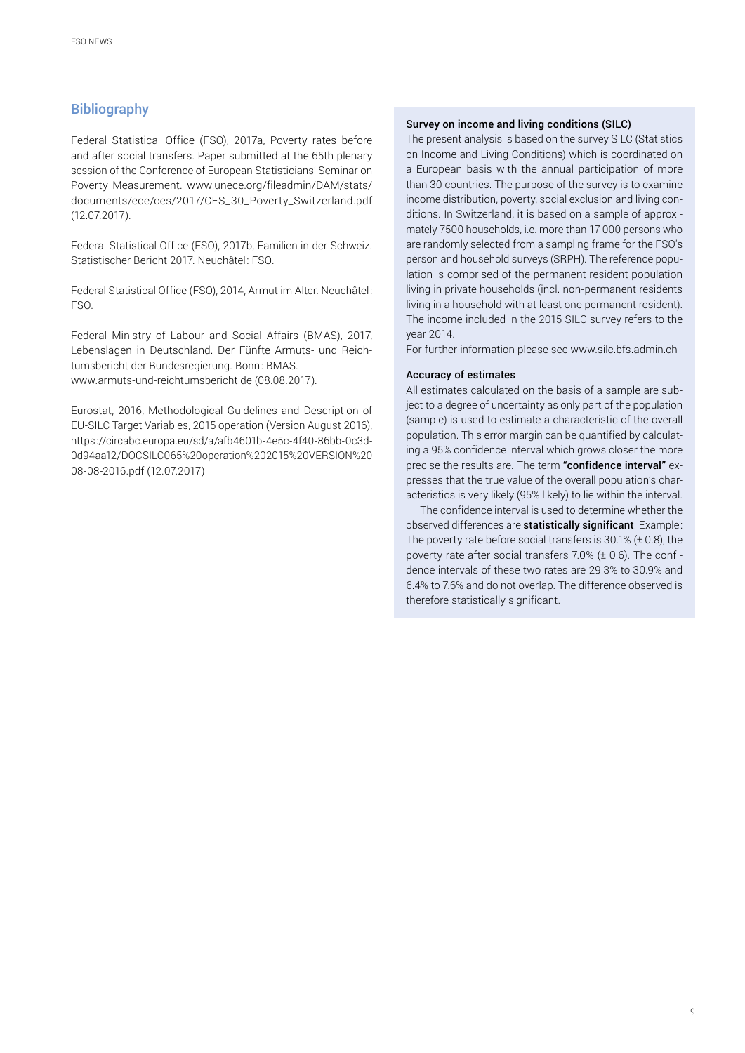## Bibliography

Federal Statistical Office (FSO), 2017a, Poverty rates before and after social transfers. Paper submitted at the 65th plenary session of the Conference of European Statisticians' Seminar on Poverty Measurement. www.unece.org/fileadmin/DAM/stats/documents/ece/ces/2017/CES_30_Poverty_Switzerland.pdf (12.07.2017).

Federal Statistical Office (FSO), 2017b, Familien in der Schweiz. Statistischer Bericht 2017. Neuchâtel: FSO.

Federal Statistical Office (FSO), 2014, Armut im Alter. Neuchâtel: FSO.

Federal Ministry of Labour and Social Affairs (BMAS), 2017, Lebenslagen in Deutschland. Der Fünfte Armuts- und Reichtumsbericht der Bundesregierung. Bonn: BMAS. www.armuts-und-reichtumsbericht.de (08.08.2017).

Eurostat, 2016, Methodological Guidelines and Description of EU-SILC Target Variables, 2015 operation (Version August 2016), https://circabc.europa.eu/sd/a/afb4601b-4e5c-4f40-86bb-0c3d-0d94aa12/DOCSILC065%20operation%202015%20VERSION%2008-08-2016.pdf (12.07.2017)

**Survey on income and living conditions (SILC)**

The present analysis is based on the survey SILC (Statistics on Income and Living Conditions) which is coordinated on a European basis with the annual participation of more than 30 countries. The purpose of the survey is to examine income distribution, poverty, social exclusion and living conditions. In Switzerland, it is based on a sample of approximately 7500 households, i.e. more than 17 000 persons who are randomly selected from a sampling frame for the FSO's person and household surveys (SRPH). The reference population is comprised of the permanent resident population living in private households (incl. non-permanent residents living in a household with at least one permanent resident). The income included in the 2015 SILC survey refers to the year 2014.

For further information please see www.silc.bfs.admin.ch

**Accuracy of estimates**

All estimates calculated on the basis of a sample are subject to a degree of uncertainty as only part of the population (sample) is used to estimate a characteristic of the overall population. This error margin can be quantified by calculating a 95% confidence interval which grows closer the more precise the results are. The term **"confidence interval"** expresses that the true value of the overall population's characteristics is very likely (95% likely) to lie within the interval.

The confidence interval is used to determine whether the observed differences are **statistically significant**. Example: The poverty rate before social transfers is 30.1% (± 0.8), the poverty rate after social transfers 7.0% (± 0.6). The confidence intervals of these two rates are 29.3% to 30.9% and 6.4% to 7.6% and do not overlap. The difference observed is therefore statistically significant.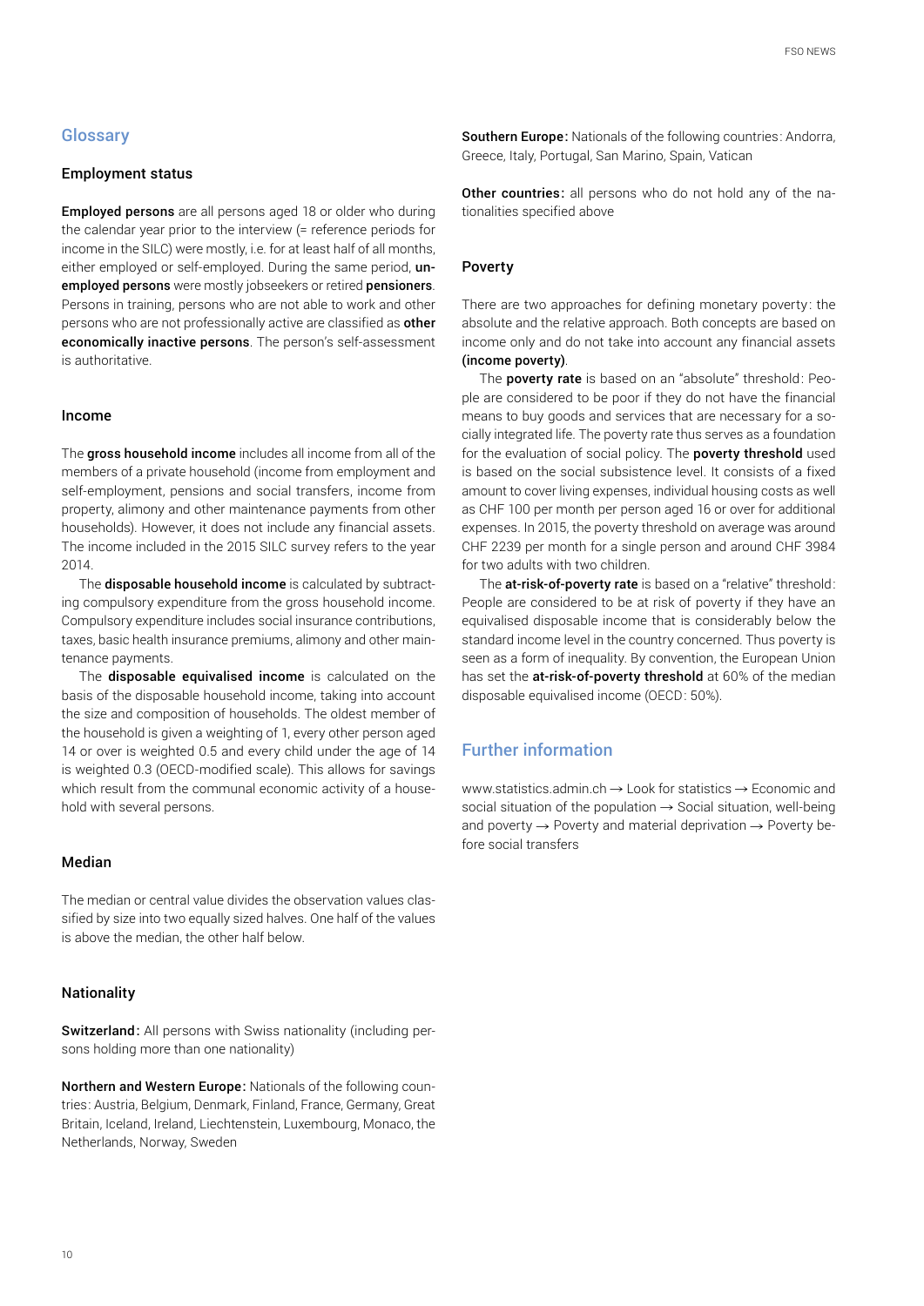## Glossary

### Employment status

**Employed persons** are all persons aged 18 or older who during the calendar year prior to the interview (= reference periods for income in the SILC) were mostly, i.e. for at least half of all months, either employed or self-employed. During the same period, **unemployed persons** were mostly jobseekers or retired **pensioners**. Persons in training, persons who are not able to work and other persons who are not professionally active are classified as **other economically inactive persons**. The person's self-assessment is authoritative.

### Income

The **gross household income** includes all income from all of the members of a private household (income from employment and self-employment, pensions and social transfers, income from property, alimony and other maintenance payments from other households). However, it does not include any financial assets. The income included in the 2015 SILC survey refers to the year 2014.

The **disposable household income** is calculated by subtracting compulsory expenditure from the gross household income. Compulsory expenditure includes social insurance contributions, taxes, basic health insurance premiums, alimony and other maintenance payments.

The **disposable equivalised income** is calculated on the basis of the disposable household income, taking into account the size and composition of households. The oldest member of the household is given a weighting of 1, every other person aged 14 or over is weighted 0.5 and every child under the age of 14 is weighted 0.3 (OECD-modified scale). This allows for savings which result from the communal economic activity of a household with several persons.

### Median

The median or central value divides the observation values classified by size into two equally sized halves. One half of the values is above the median, the other half below.

### Nationality

**Switzerland:** All persons with Swiss nationality (including persons holding more than one nationality)

**Northern and Western Europe:** Nationals of the following countries: Austria, Belgium, Denmark, Finland, France, Germany, Great Britain, Iceland, Ireland, Liechtenstein, Luxembourg, Monaco, the Netherlands, Norway, Sweden

**Southern Europe:** Nationals of the following countries: Andorra, Greece, Italy, Portugal, San Marino, Spain, Vatican

**Other countries:** all persons who do not hold any of the nationalities specified above

### Poverty

There are two approaches for defining monetary poverty: the absolute and the relative approach. Both concepts are based on income only and do not take into account any financial assets **(income poverty)**.

The **poverty rate** is based on an "absolute" threshold: People are considered to be poor if they do not have the financial means to buy goods and services that are necessary for a socially integrated life. The poverty rate thus serves as a foundation for the evaluation of social policy. The **poverty threshold** used is based on the social subsistence level. It consists of a fixed amount to cover living expenses, individual housing costs as well as CHF 100 per month per person aged 16 or over for additional expenses. In 2015, the poverty threshold on average was around CHF 2239 per month for a single person and around CHF 3984 for two adults with two children.

The **at-risk-of-poverty rate** is based on a "relative" threshold: People are considered to be at risk of poverty if they have an equivalised disposable income that is considerably below the standard income level in the country concerned. Thus poverty is seen as a form of inequality. By convention, the European Union has set the **at-risk-of-poverty threshold** at 60% of the median disposable equivalised income (OECD: 50%).

## Further information

www.statistics.admin.ch → Look for statistics → Economic and social situation of the population → Social situation, well-being and poverty → Poverty and material deprivation → Poverty before social transfers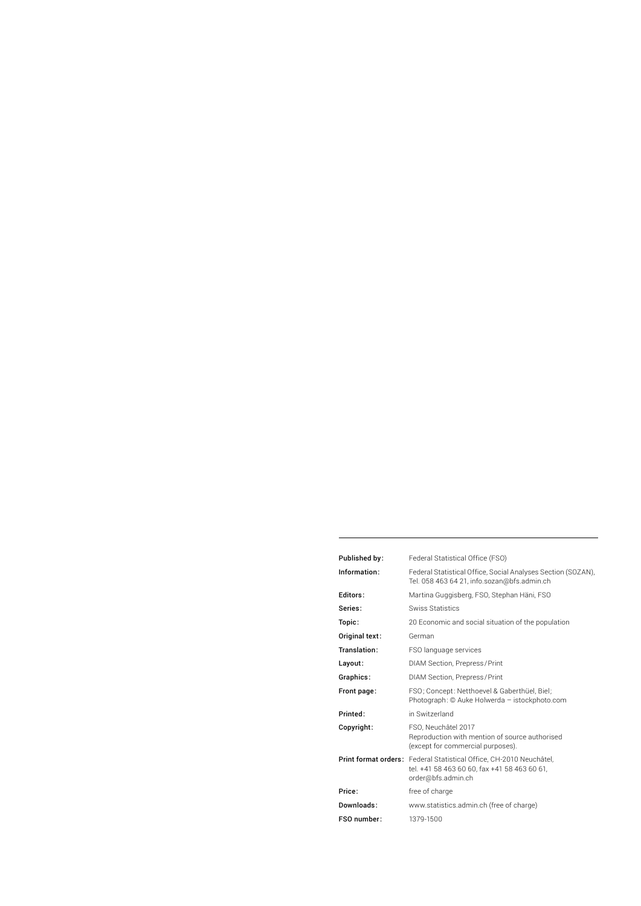| | |
|---|---|
| **Published by:** | Federal Statistical Office (FSO) |
| **Information:** | Federal Statistical Office, Social Analyses Section (SOZAN), Tel. 058 463 64 21, info.sozan@bfs.admin.ch |
| **Editors:** | Martina Guggisberg, FSO, Stephan Häni, FSO |
| **Series:** | Swiss Statistics |
| **Topic:** | 20 Economic and social situation of the population |
| **Original text:** | German |
| **Translation:** | FSO language services |
| **Layout:** | DIAM Section, Prepress / Print |
| **Graphics:** | DIAM Section, Prepress / Print |
| **Front page:** | FSO; Concept: Netthoevel & Gaberthüel, Biel; Photograph: © Auke Holwerda – istockphoto.com |
| **Printed:** | in Switzerland |
| **Copyright:** | FSO, Neuchâtel 2017 Reproduction with mention of source authorised (except for commercial purposes). |
| **Print format orders:** | Federal Statistical Office, CH-2010 Neuchâtel, tel. +41 58 463 60 60, fax +41 58 463 60 61, order@bfs.admin.ch |
| **Price:** | free of charge |
| **Downloads:** | www.statistics.admin.ch (free of charge) |
| **FSO number:** | 1379-1500 |